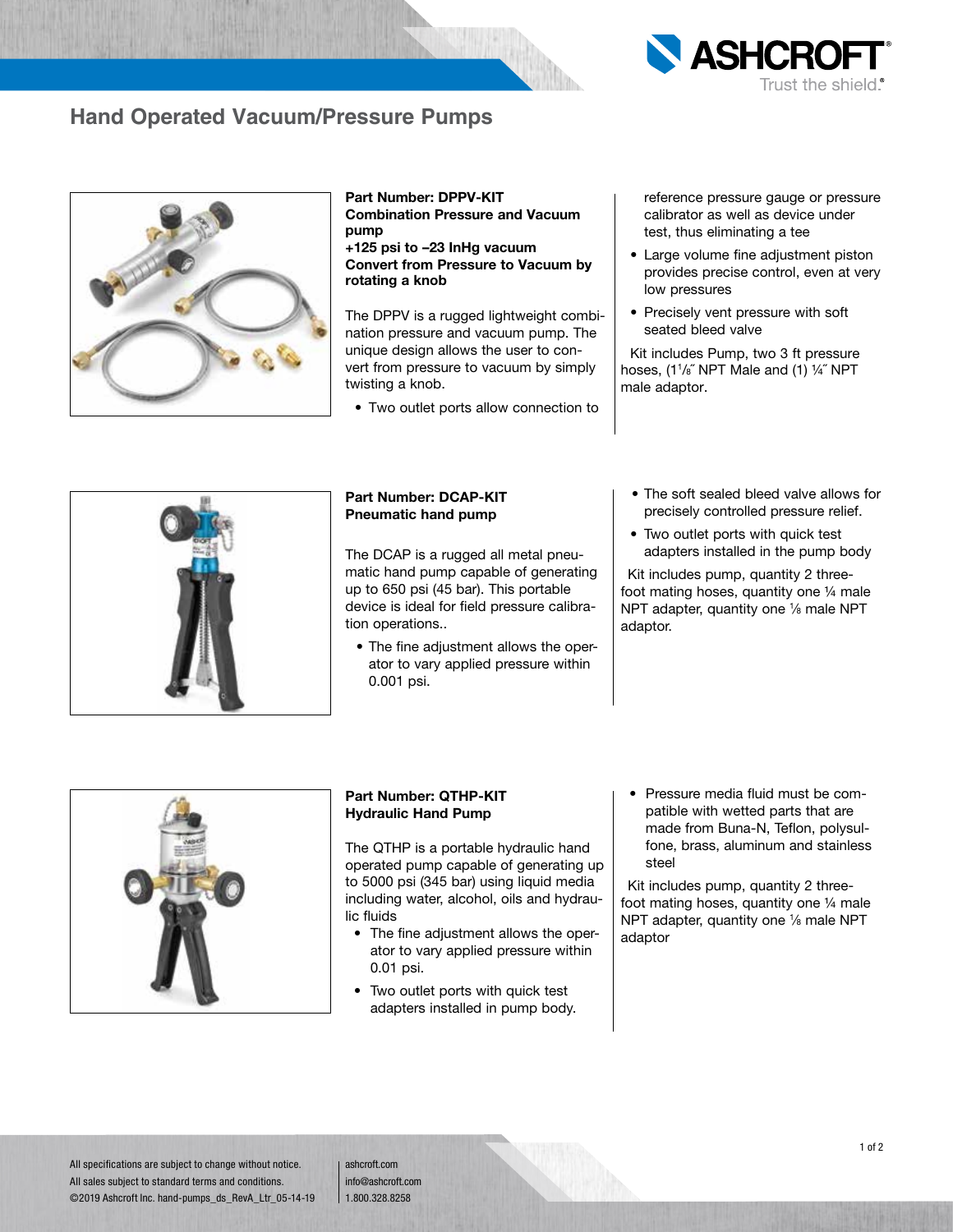# Hand Operated Vacuum/Pressure Pumps

**Part Number: DPPV-KIT**
**Combination Pressure and Vacuum pump**
**+125 psi to –23 InHg vacuum**
**Convert from Pressure to Vacuum by rotating a knob**

The DPPV is a rugged lightweight combination pressure and vacuum pump. The unique design allows the user to convert from pressure to vacuum by simply twisting a knob.

- Two outlet ports allow connection to reference pressure gauge or pressure calibrator as well as device under test, thus eliminating a tee
- Large volume fine adjustment piston provides precise control, even at very low pressures
- Precisely vent pressure with soft seated bleed valve

Kit includes Pump, two 3 ft pressure hoses, (1 1/8˝ NPT Male and (1) ¼˝ NPT male adaptor.

**Part Number: DCAP-KIT**
**Pneumatic hand pump**

The DCAP is a rugged all metal pneumatic hand pump capable of generating up to 650 psi (45 bar). This portable device is ideal for field pressure calibration operations..

- The fine adjustment allows the operator to vary applied pressure within 0.001 psi.
- The soft sealed bleed valve allows for precisely controlled pressure relief.
- Two outlet ports with quick test adapters installed in the pump body

Kit includes pump, quantity 2 three-foot mating hoses, quantity one ¼ male NPT adapter, quantity one ⅛ male NPT adaptor.

**Part Number: QTHP-KIT**
**Hydraulic Hand Pump**

The QTHP is a portable hydraulic hand operated pump capable of generating up to 5000 psi (345 bar) using liquid media including water, alcohol, oils and hydraulic fluids

- The fine adjustment allows the operator to vary applied pressure within 0.01 psi.
- Two outlet ports with quick test adapters installed in pump body.
- Pressure media fluid must be compatible with wetted parts that are made from Buna-N, Teflon, polysulfone, brass, aluminum and stainless steel

Kit includes pump, quantity 2 three-foot mating hoses, quantity one ¼ male NPT adapter, quantity one ⅛ male NPT adaptor

All specifications are subject to change without notice.
All sales subject to standard terms and conditions.
©2019 Ashcroft Inc. hand-pumps_ds_RevA_Ltr_05-14-19

ashcroft.com
info@ashcroft.com
1.800.328.8258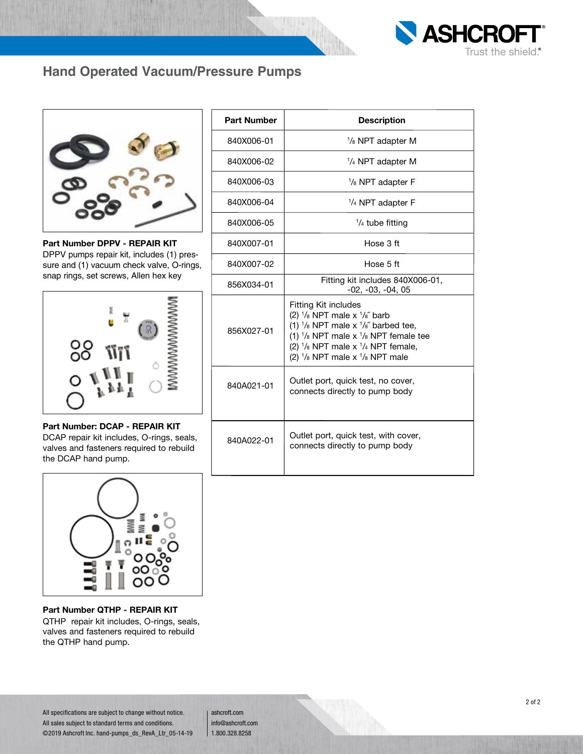## Hand Operated Vacuum/Pressure Pumps

**Part Number DPPV - REPAIR KIT**
DPPV pumps repair kit, includes (1) pressure and (1) vacuum check valve, O-rings, snap rings, set screws, Allen hex key

**Part Number: DCAP - REPAIR KIT**
DCAP repair kit includes, O-rings, seals, valves and fasteners required to rebuild the DCAP hand pump.

**Part Number QTHP - REPAIR KIT**
QTHP repair kit includes, O-rings, seals, valves and fasteners required to rebuild the QTHP hand pump.

| Part Number | Description |
|---|---|
| 840X006-01 | 1/8 NPT adapter M |
| 840X006-02 | 1/4 NPT adapter M |
| 840X006-03 | 1/8 NPT adapter F |
| 840X006-04 | 1/4 NPT adapter F |
| 840X006-05 | 1/4 tube fitting |
| 840X007-01 | Hose 3 ft |
| 840X007-02 | Hose 5 ft |
| 856X034-01 | Fitting kit includes 840X006-01, -02, -03, -04, 05 |
| 856X027-01 | Fitting Kit includes<br>(2) 1/8 NPT male x 1/8″ barb<br>(1) 1/8 NPT male x 1/8″ barbed tee,<br>(1) 1/8 NPT male x 1/8 NPT female tee<br>(2) 1/8 NPT male x 1/4 NPT female,<br>(2) 1/8 NPT male x 1/8 NPT male |
| 840A021-01 | Outlet port, quick test, no cover, connects directly to pump body |
| 840A022-01 | Outlet port, quick test, with cover, connects directly to pump body |

All specifications are subject to change without notice.
All sales subject to standard terms and conditions.
©2019 Ashcroft Inc. hand-pumps_ds_RevA_Ltr_05-14-19

ashcroft.com
info@ashcroft.com
1.800.328.8258